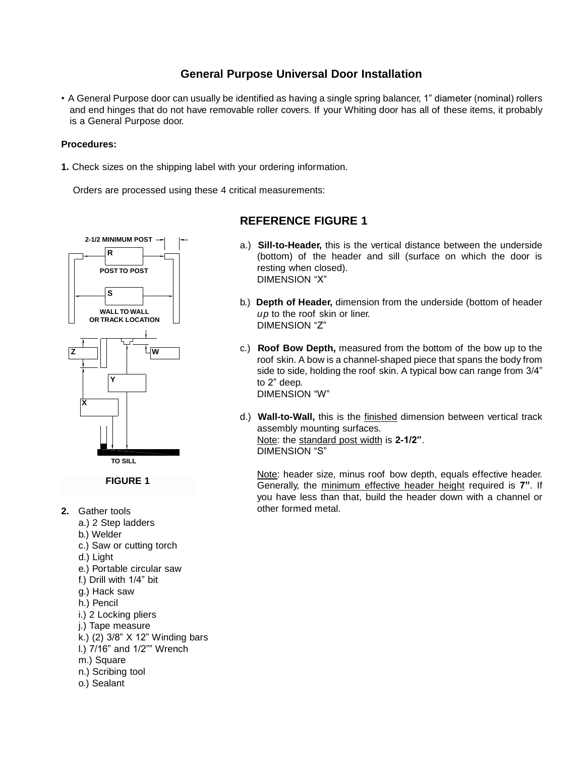# General Purpose Universal Door Installation

- A General Purpose door can usually be identified as having a single spring balancer, 1” diameter (nominal) rollers and end hinges that do not have removable roller covers. If your Whiting door has all of these items, it probably is a General Purpose door.

**Procedures:**

**1.** Check sizes on the shipping label with your ordering information.

Orders are processed using these 4 critical measurements:

2-1/2 MINIMUM POST

R

POST TO POST

S

WALL TO WALL
OR TRACK LOCATION

Z

W

Y

X

TO SILL

**FIGURE 1**

## REFERENCE FIGURE 1

a.) **Sill-to-Header,** this is the vertical distance between the underside (bottom) of the header and sill (surface on which the door is resting when closed).
DIMENSION “X”

b.) **Depth of Header,** dimension from the underside (bottom of header *up* to the roof skin or liner.
DIMENSION “Z”

c.) **Roof Bow Depth,** measured from the bottom of the bow up to the roof skin. A bow is a channel-shaped piece that spans the body from side to side, holding the roof skin. A typical bow can range from 3/4” to 2” deep.
DIMENSION “W”

d.) **Wall-to-Wall,** this is the <u>finished</u> dimension between vertical track assembly mounting surfaces.
<u>Note</u>: the <u>standard post width</u> is **2-1/2”**.
DIMENSION “S”

<u>Note</u>: header size, minus roof bow depth, equals effective header. Generally, the <u>minimum effective header height</u> required is **7”**. If you have less than that, build the header down with a channel or other formed metal.

**2.** Gather tools
- a.) 2 Step ladders
- b.) Welder
- c.) Saw or cutting torch
- d.) Light
- e.) Portable circular saw
- f.) Drill with 1/4” bit
- g.) Hack saw
- h.) Pencil
- i.) 2 Locking pliers
- j.) Tape measure
- k.) (2) 3/8” X 12” Winding bars
- l.) 7/16” and 1/2”” Wrench
- m.) Square
- n.) Scribing tool
- o.) Sealant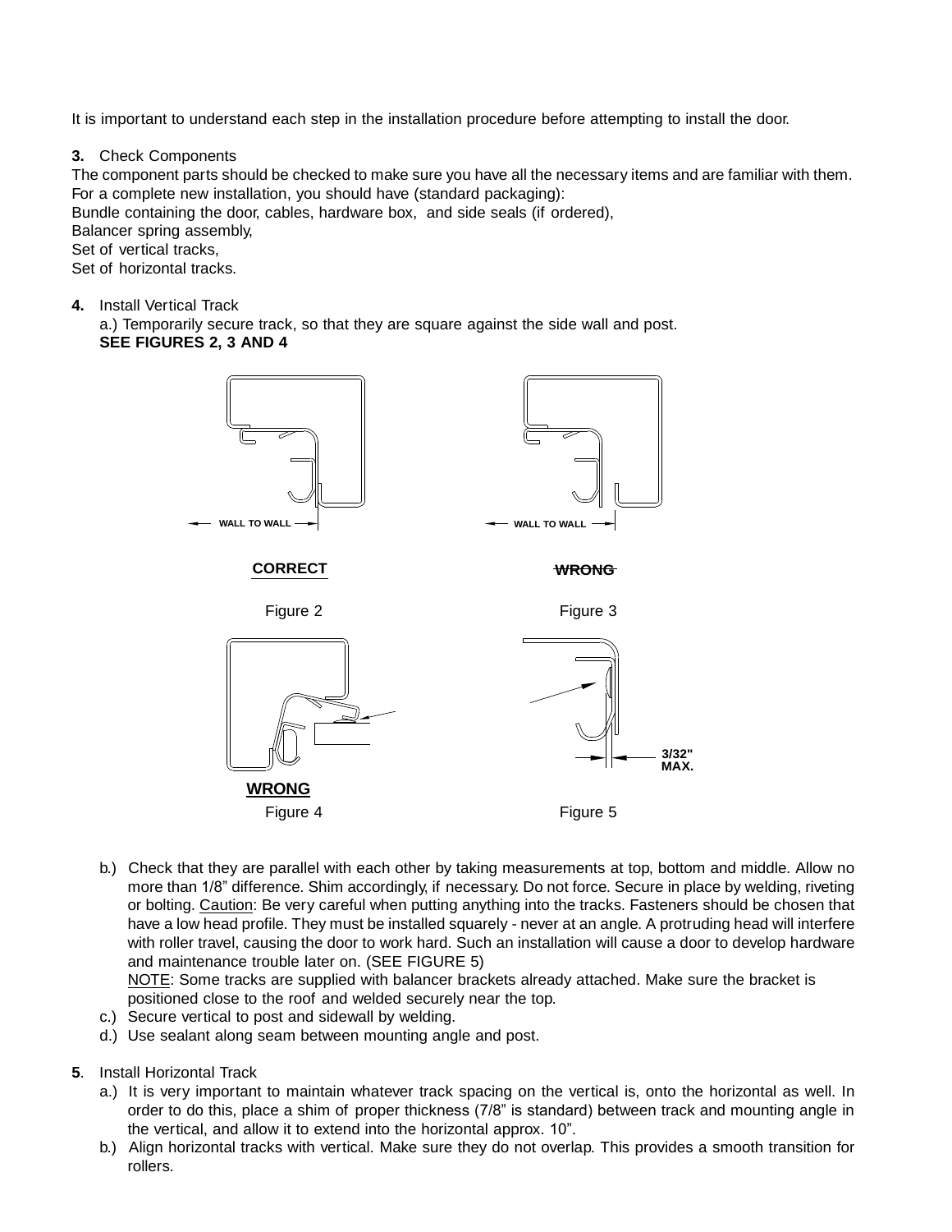It is important to understand each step in the installation procedure before attempting to install the door.

**3.** Check Components

The component parts should be checked to make sure you have all the necessary items and are familiar with them. For a complete new installation, you should have (standard packaging):

Bundle containing the door, cables, hardware box, and side seals (if ordered),

Balancer spring assembly,

Set of vertical tracks,

Set of horizontal tracks.

**4.** Install Vertical Track

a.) Temporarily secure track, so that they are square against the side wall and post.
**SEE FIGURES 2, 3 AND 4**

WALL TO WALL

**CORRECT**

Figure 2

WALL TO WALL

~~**WRONG**~~

Figure 3

**WRONG**

Figure 4

3/32" MAX.

Figure 5

b.) Check that they are parallel with each other by taking measurements at top, bottom and middle. Allow no more than 1/8" difference. Shim accordingly, if necessary. Do not force. Secure in place by welding, riveting or bolting. Caution: Be very careful when putting anything into the tracks. Fasteners should be chosen that have a low head profile. They must be installed squarely - never at an angle. A protruding head will interfere with roller travel, causing the door to work hard. Such an installation will cause a door to develop hardware and maintenance trouble later on. (SEE FIGURE 5)

NOTE: Some tracks are supplied with balancer brackets already attached. Make sure the bracket is positioned close to the roof and welded securely near the top.

c.) Secure vertical to post and sidewall by welding.

d.) Use sealant along seam between mounting angle and post.

**5**. Install Horizontal Track

a.) It is very important to maintain whatever track spacing on the vertical is, onto the horizontal as well. In order to do this, place a shim of proper thickness (7/8" is standard) between track and mounting angle in the vertical, and allow it to extend into the horizontal approx. 10".

b.) Align horizontal tracks with vertical. Make sure they do not overlap. This provides a smooth transition for rollers.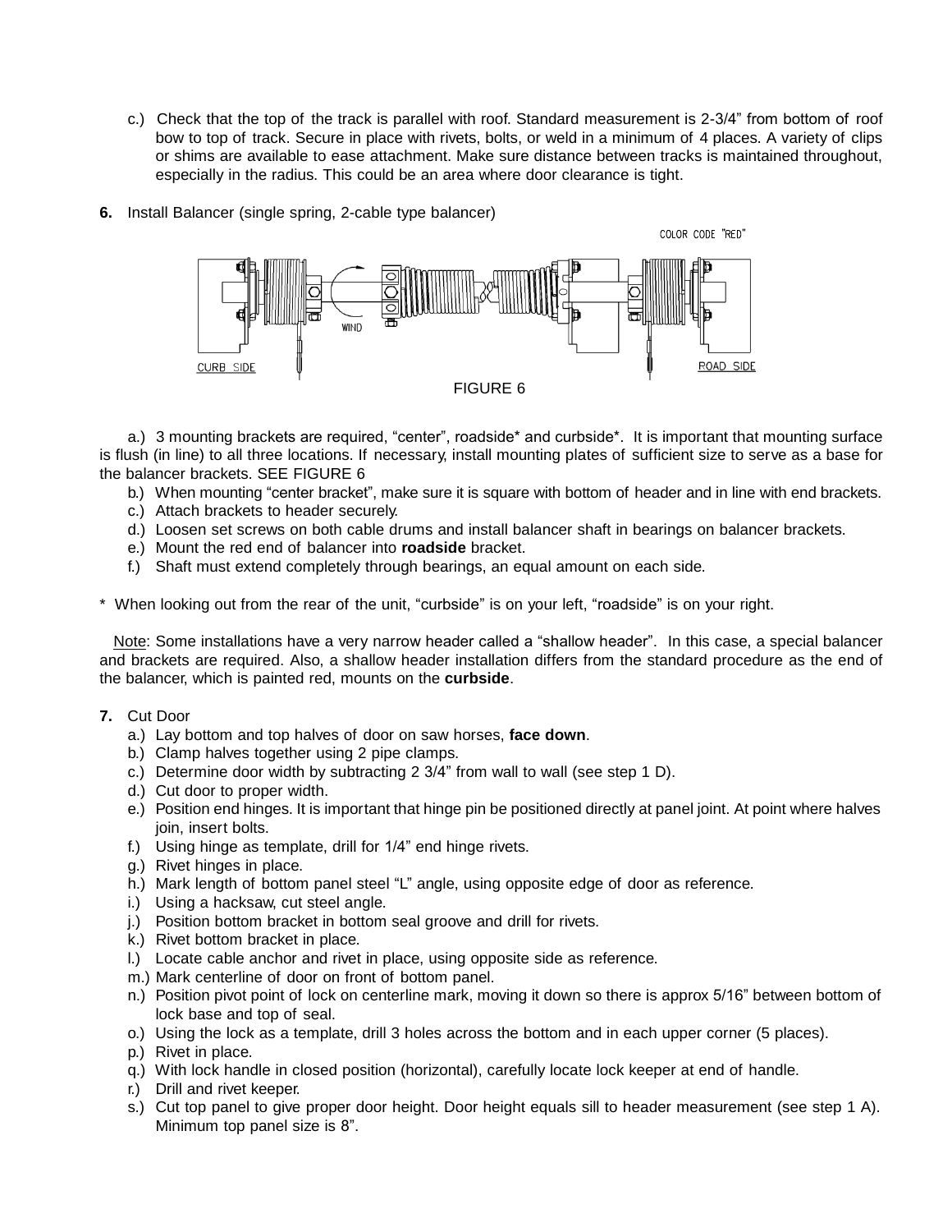c.) Check that the top of the track is parallel with roof. Standard measurement is 2-3/4" from bottom of roof bow to top of track. Secure in place with rivets, bolts, or weld in a minimum of 4 places. A variety of clips or shims are available to ease attachment. Make sure distance between tracks is maintained throughout, especially in the radius. This could be an area where door clearance is tight.

**6.** Install Balancer (single spring, 2-cable type balancer)

COLOR CODE "RED"

WIND

CURB SIDE

ROAD SIDE

FIGURE 6

a.) 3 mounting brackets are required, "center", roadside* and curbside*. It is important that mounting surface is flush (in line) to all three locations. If necessary, install mounting plates of sufficient size to serve as a base for the balancer brackets. SEE FIGURE 6

b.) When mounting "center bracket", make sure it is square with bottom of header and in line with end brackets.

c.) Attach brackets to header securely.

d.) Loosen set screws on both cable drums and install balancer shaft in bearings on balancer brackets.

e.) Mount the red end of balancer into **roadside** bracket.

f.) Shaft must extend completely through bearings, an equal amount on each side.

* When looking out from the rear of the unit, "curbside" is on your left, "roadside" is on your right.

Note: Some installations have a very narrow header called a "shallow header". In this case, a special balancer and brackets are required. Also, a shallow header installation differs from the standard procedure as the end of the balancer, which is painted red, mounts on the **curbside**.

**7.** Cut Door

a.) Lay bottom and top halves of door on saw horses, **face down**.

b.) Clamp halves together using 2 pipe clamps.

c.) Determine door width by subtracting 2 3/4" from wall to wall (see step 1 D).

d.) Cut door to proper width.

e.) Position end hinges. It is important that hinge pin be positioned directly at panel joint. At point where halves join, insert bolts.

f.) Using hinge as template, drill for 1/4" end hinge rivets.

g.) Rivet hinges in place.

h.) Mark length of bottom panel steel "L" angle, using opposite edge of door as reference.

i.) Using a hacksaw, cut steel angle.

j.) Position bottom bracket in bottom seal groove and drill for rivets.

k.) Rivet bottom bracket in place.

l.) Locate cable anchor and rivet in place, using opposite side as reference.

m.) Mark centerline of door on front of bottom panel.

n.) Position pivot point of lock on centerline mark, moving it down so there is approx 5/16" between bottom of lock base and top of seal.

o.) Using the lock as a template, drill 3 holes across the bottom and in each upper corner (5 places).

p.) Rivet in place.

q.) With lock handle in closed position (horizontal), carefully locate lock keeper at end of handle.

r.) Drill and rivet keeper.

s.) Cut top panel to give proper door height. Door height equals sill to header measurement (see step 1 A). Minimum top panel size is 8".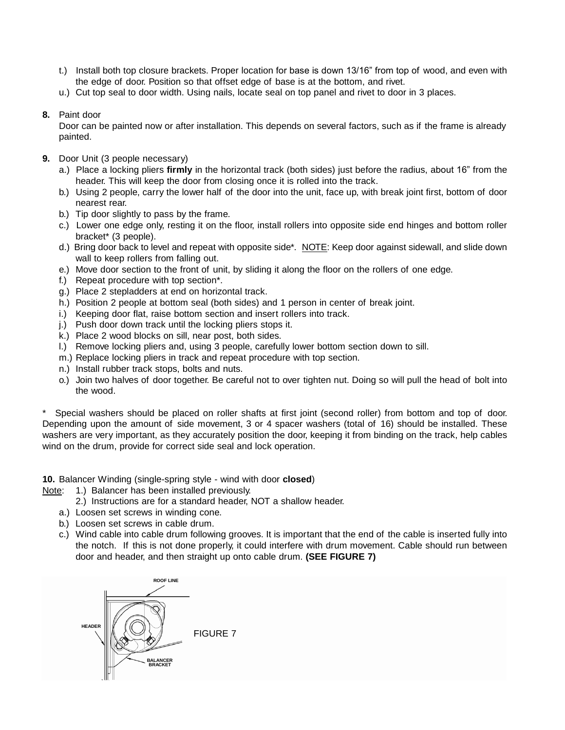t.) Install both top closure brackets. Proper location for base is down 13/16” from top of wood, and even with the edge of door. Position so that offset edge of base is at the bottom, and rivet.

u.) Cut top seal to door width. Using nails, locate seal on top panel and rivet to door in 3 places.

**8.** Paint door

Door can be painted now or after installation. This depends on several factors, such as if the frame is already painted.

**9.** Door Unit (3 people necessary)

a.) Place a locking pliers **firmly** in the horizontal track (both sides) just before the radius, about 16” from the header. This will keep the door from closing once it is rolled into the track.

b.) Using 2 people, carry the lower half of the door into the unit, face up, with break joint first, bottom of door nearest rear.

b.) Tip door slightly to pass by the frame.

c.) Lower one edge only, resting it on the floor, install rollers into opposite side end hinges and bottom roller bracket* (3 people).

d.) Bring door back to level and repeat with opposite side*. NOTE: Keep door against sidewall, and slide down wall to keep rollers from falling out.

e.) Move door section to the front of unit, by sliding it along the floor on the rollers of one edge.

f.) Repeat procedure with top section*.

g.) Place 2 stepladders at end on horizontal track.

h.) Position 2 people at bottom seal (both sides) and 1 person in center of break joint.

i.) Keeping door flat, raise bottom section and insert rollers into track.

j.) Push door down track until the locking pliers stops it.

k.) Place 2 wood blocks on sill, near post, both sides.

l.) Remove locking pliers and, using 3 people, carefully lower bottom section down to sill.

m.) Replace locking pliers in track and repeat procedure with top section.

n.) Install rubber track stops, bolts and nuts.

o.) Join two halves of door together. Be careful not to over tighten nut. Doing so will pull the head of bolt into the wood.

\* Special washers should be placed on roller shafts at first joint (second roller) from bottom and top of door. Depending upon the amount of side movement, 3 or 4 spacer washers (total of 16) should be installed. These washers are very important, as they accurately position the door, keeping it from binding on the track, help cables wind on the drum, provide for correct side seal and lock operation.

**10.** Balancer Winding (single-spring style - wind with door **closed**)

Note: 1.) Balancer has been installed previously.
2.) Instructions are for a standard header, NOT a shallow header.

a.) Loosen set screws in winding cone.

b.) Loosen set screws in cable drum.

c.) Wind cable into cable drum following grooves. It is important that the end of the cable is inserted fully into the notch. If this is not done properly, it could interfere with drum movement. Cable should run between door and header, and then straight up onto cable drum. **(SEE FIGURE 7)**

ROOF LINE

HEADER

BALANCER BRACKET

FIGURE 7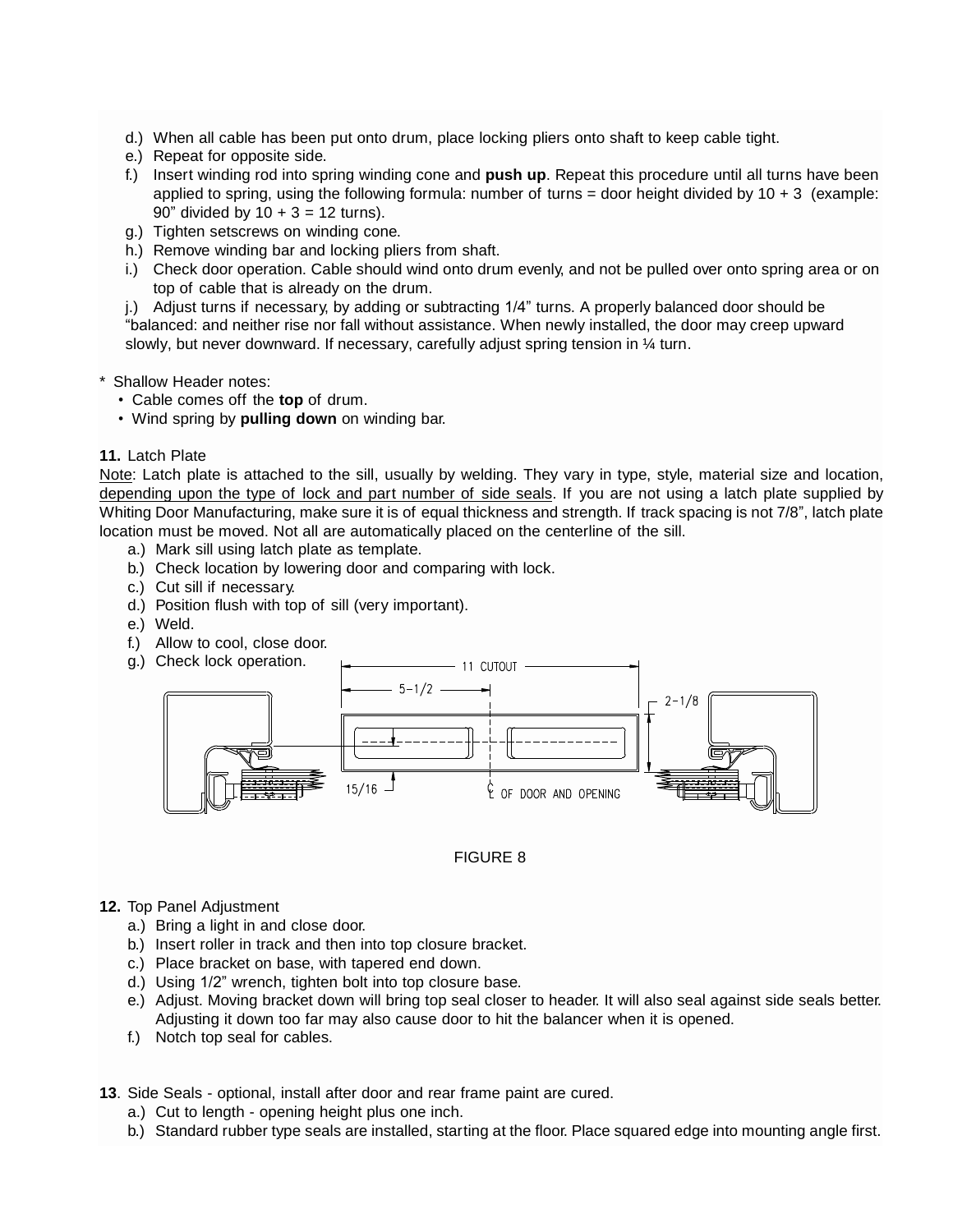d.) When all cable has been put onto drum, place locking pliers onto shaft to keep cable tight.

e.) Repeat for opposite side.

f.) Insert winding rod into spring winding cone and **push up**. Repeat this procedure until all turns have been applied to spring, using the following formula: number of turns = door height divided by 10 + 3 (example: 90” divided by 10 + 3 = 12 turns).

g.) Tighten setscrews on winding cone.

h.) Remove winding bar and locking pliers from shaft.

i.) Check door operation. Cable should wind onto drum evenly, and not be pulled over onto spring area or on top of cable that is already on the drum.

j.) Adjust turns if necessary, by adding or subtracting 1/4” turns. A properly balanced door should be “balanced: and neither rise nor fall without assistance. When newly installed, the door may creep upward slowly, but never downward. If necessary, carefully adjust spring tension in ¼ turn.

* Shallow Header notes:
  - Cable comes off the **top** of drum.
  - Wind spring by **pulling down** on winding bar.

**11.** Latch Plate

Note: Latch plate is attached to the sill, usually by welding. They vary in type, style, material size and location, depending upon the type of lock and part number of side seals. If you are not using a latch plate supplied by Whiting Door Manufacturing, make sure it is of equal thickness and strength. If track spacing is not 7/8”, latch plate location must be moved. Not all are automatically placed on the centerline of the sill.

a.) Mark sill using latch plate as template.

b.) Check location by lowering door and comparing with lock.

c.) Cut sill if necessary.

d.) Position flush with top of sill (very important).

e.) Weld.

f.) Allow to cool, close door.

g.) Check lock operation.

11 CUTOUT

5-1/2

2-1/8

15/16

℄ OF DOOR AND OPENING

FIGURE 8

**12.** Top Panel Adjustment

a.) Bring a light in and close door.

b.) Insert roller in track and then into top closure bracket.

c.) Place bracket on base, with tapered end down.

d.) Using 1/2” wrench, tighten bolt into top closure base.

e.) Adjust. Moving bracket down will bring top seal closer to header. It will also seal against side seals better. Adjusting it down too far may also cause door to hit the balancer when it is opened.

f.) Notch top seal for cables.

**13**. Side Seals - optional, install after door and rear frame paint are cured.

a.) Cut to length - opening height plus one inch.

b.) Standard rubber type seals are installed, starting at the floor. Place squared edge into mounting angle first.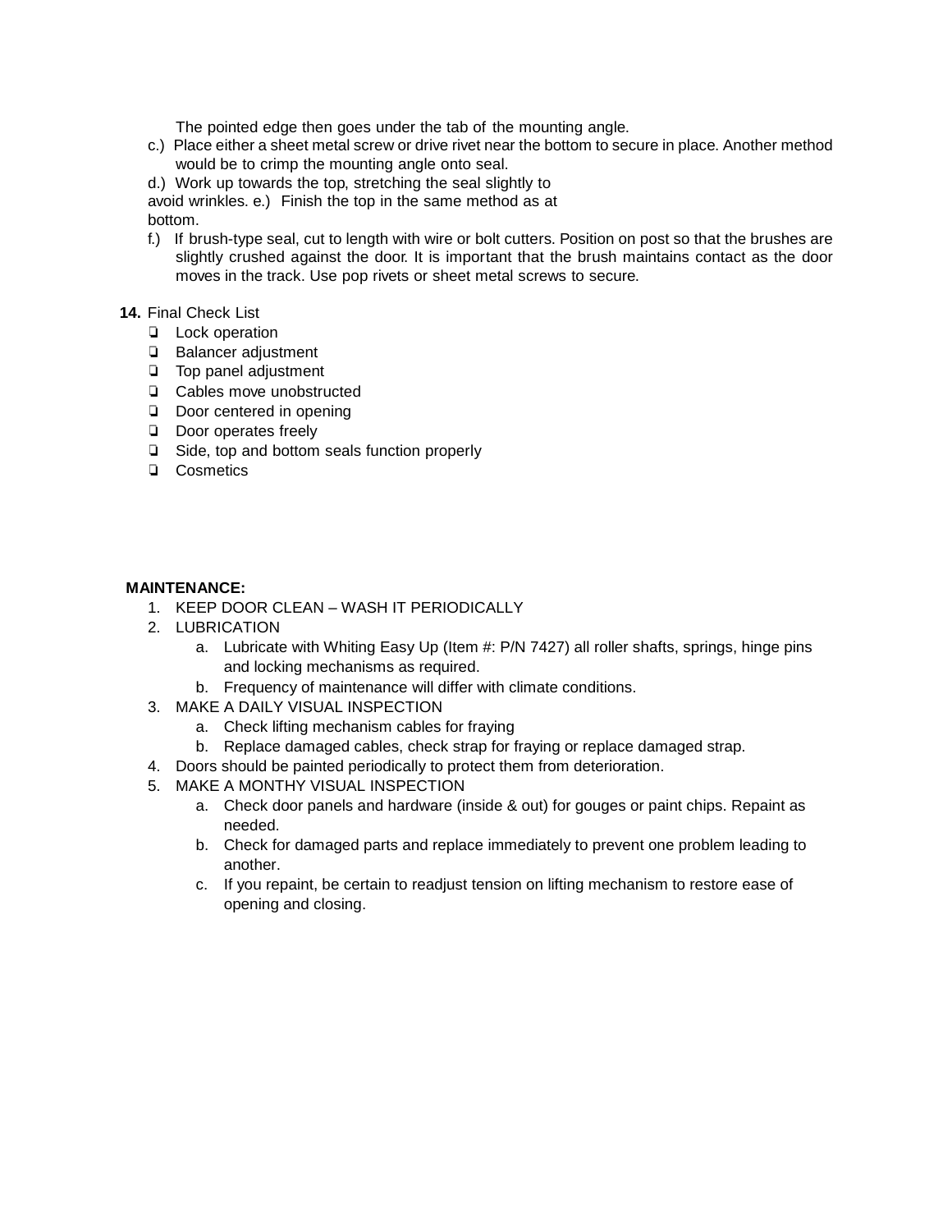The pointed edge then goes under the tab of the mounting angle.

c.) Place either a sheet metal screw or drive rivet near the bottom to secure in place. Another method would be to crimp the mounting angle onto seal.

d.) Work up towards the top, stretching the seal slightly to avoid wrinkles.

e.) Finish the top in the same method as at bottom.

f.) If brush-type seal, cut to length with wire or bolt cutters. Position on post so that the brushes are slightly crushed against the door. It is important that the brush maintains contact as the door moves in the track. Use pop rivets or sheet metal screws to secure.

**14.** Final Check List

- ❏ Lock operation
- ❏ Balancer adjustment
- ❏ Top panel adjustment
- ❏ Cables move unobstructed
- ❏ Door centered in opening
- ❏ Door operates freely
- ❏ Side, top and bottom seals function properly
- ❏ Cosmetics

**MAINTENANCE:**

1. KEEP DOOR CLEAN – WASH IT PERIODICALLY
2. LUBRICATION
   a. Lubricate with Whiting Easy Up (Item #: P/N 7427) all roller shafts, springs, hinge pins and locking mechanisms as required.
   b. Frequency of maintenance will differ with climate conditions.
3. MAKE A DAILY VISUAL INSPECTION
   a. Check lifting mechanism cables for fraying
   b. Replace damaged cables, check strap for fraying or replace damaged strap.
4. Doors should be painted periodically to protect them from deterioration.
5. MAKE A MONTHY VISUAL INSPECTION
   a. Check door panels and hardware (inside & out) for gouges or paint chips. Repaint as needed.
   b. Check for damaged parts and replace immediately to prevent one problem leading to another.
   c. If you repaint, be certain to readjust tension on lifting mechanism to restore ease of opening and closing.